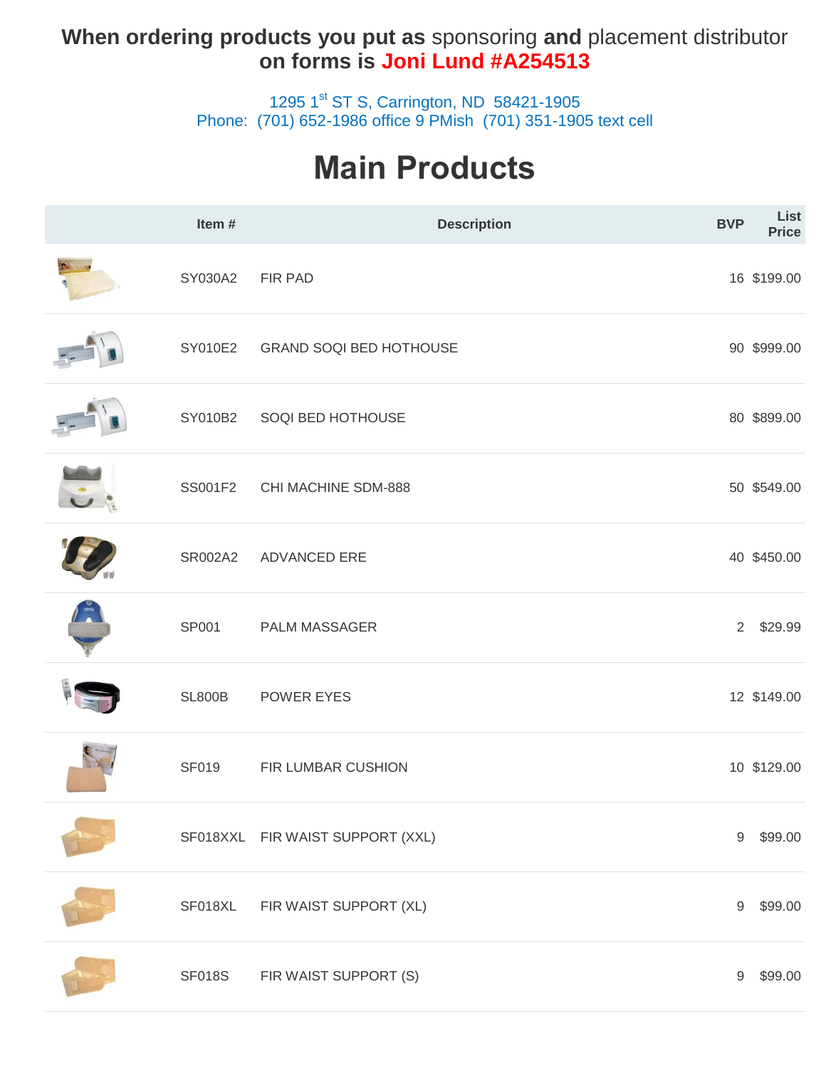**When ordering products you put as** sponsoring **and** placement distributor **on forms is Joni Lund #A254513**

1295 1st ST S, Carrington, ND 58421-1905
Phone: (701) 652-1986 office 9 PMish (701) 351-1905 text cell

# Main Products

| | Item # | Description | BVP | List Price |
|---|---|---|---|---|
| | SY030A2 | FIR PAD | 16 | $199.00 |
| | SY010E2 | GRAND SOQI BED HOTHOUSE | 90 | $999.00 |
| | SY010B2 | SOQI BED HOTHOUSE | 80 | $899.00 |
| | SS001F2 | CHI MACHINE SDM-888 | 50 | $549.00 |
| | SR002A2 | ADVANCED ERE | 40 | $450.00 |
| | SP001 | PALM MASSAGER | 2 | $29.99 |
| | SL800B | POWER EYES | 12 | $149.00 |
| | SF019 | FIR LUMBAR CUSHION | 10 | $129.00 |
| | SF018XXL | FIR WAIST SUPPORT (XXL) | 9 | $99.00 |
| | SF018XL | FIR WAIST SUPPORT (XL) | 9 | $99.00 |
| | SF018S | FIR WAIST SUPPORT (S) | 9 | $99.00 |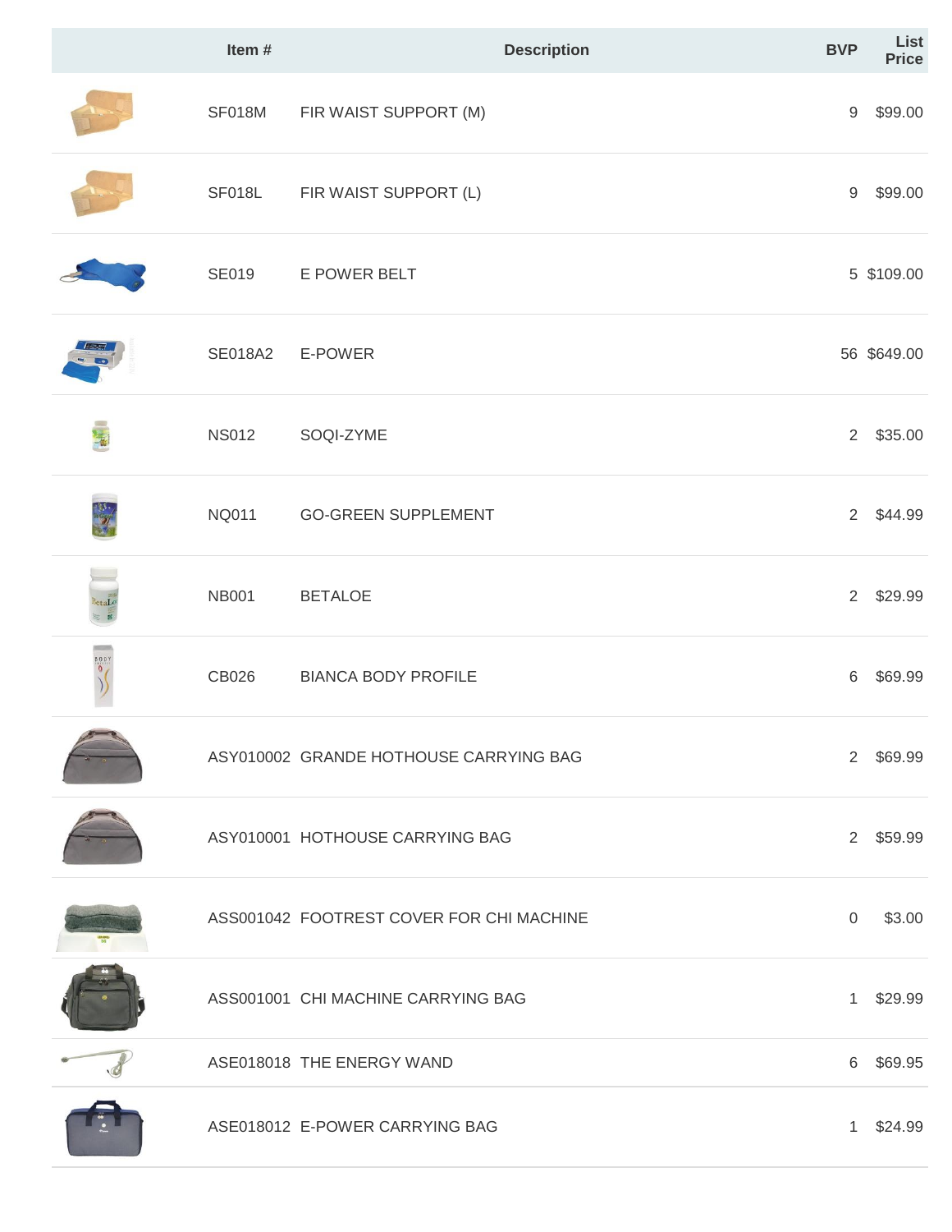| | Item # | Description | BVP | List Price |
|---|---|---|---|---|
| | SF018M | FIR WAIST SUPPORT (M) | 9 | $99.00 |
| | SF018L | FIR WAIST SUPPORT (L) | 9 | $99.00 |
| | SE019 | E POWER BELT | 5 | $109.00 |
| | SE018A2 | E-POWER | 56 | $649.00 |
| | NS012 | SOQI-ZYME | 2 | $35.00 |
| | NQ011 | GO-GREEN SUPPLEMENT | 2 | $44.99 |
| | NB001 | BETALOE | 2 | $29.99 |
| | CB026 | BIANCA BODY PROFILE | 6 | $69.99 |
| | ASY010002 | GRANDE HOTHOUSE CARRYING BAG | 2 | $69.99 |
| | ASY010001 | HOTHOUSE CARRYING BAG | 2 | $59.99 |
| | ASS001042 | FOOTREST COVER FOR CHI MACHINE | 0 | $3.00 |
| | ASS001001 | CHI MACHINE CARRYING BAG | 1 | $29.99 |
| | ASE018018 | THE ENERGY WAND | 6 | $69.95 |
| | ASE018012 | E-POWER CARRYING BAG | 1 | $24.99 |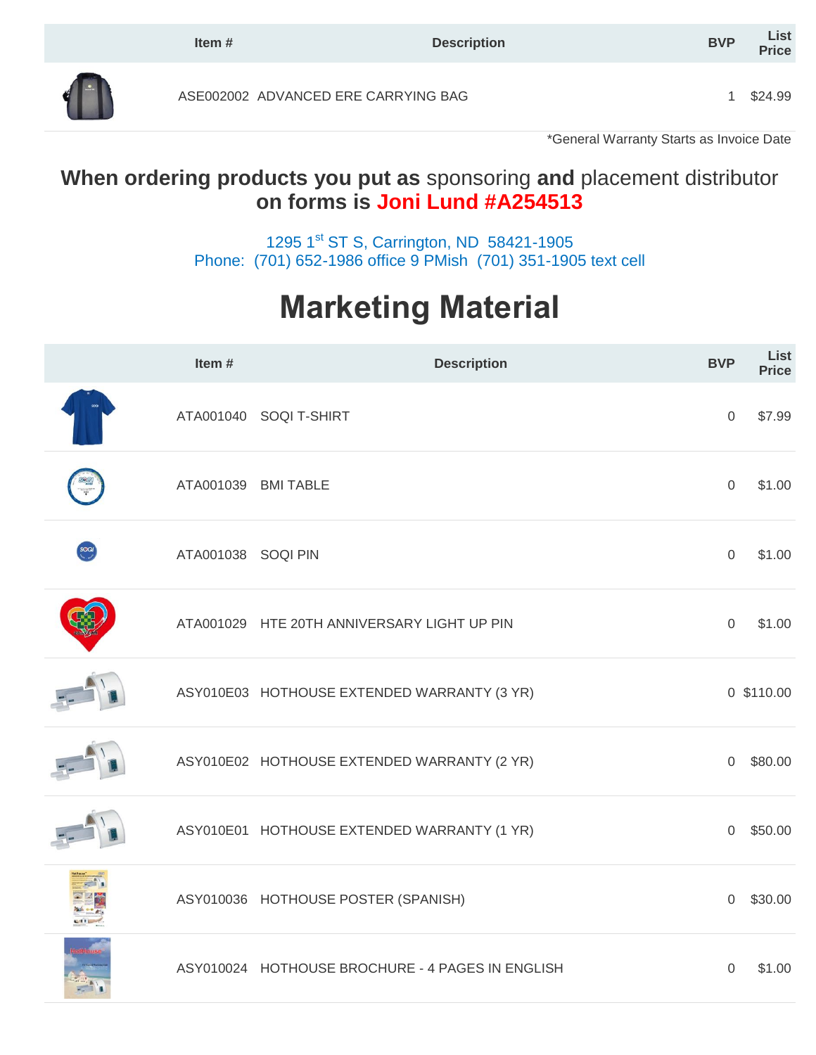| | Item # | Description | BVP | List Price |
|---|---|---|---|---|
| | ASE002002 | ADVANCED ERE CARRYING BAG | 1 | $24.99 |

*General Warranty Starts as Invoice Date

**When ordering products you put as** sponsoring **and** placement distributor **on forms is Joni Lund #A254513**

1295 1st ST S, Carrington, ND 58421-1905
Phone: (701) 652-1986 office 9 PMish (701) 351-1905 text cell

# Marketing Material

| | Item # | Description | BVP | List Price |
|---|---|---|---|---|
| | ATA001040 | SOQI T-SHIRT | 0 | $7.99 |
| | ATA001039 | BMI TABLE | 0 | $1.00 |
| | ATA001038 | SOQI PIN | 0 | $1.00 |
| | ATA001029 | HTE 20TH ANNIVERSARY LIGHT UP PIN | 0 | $1.00 |
| | ASY010E03 | HOTHOUSE EXTENDED WARRANTY (3 YR) | 0 | $110.00 |
| | ASY010E02 | HOTHOUSE EXTENDED WARRANTY (2 YR) | 0 | $80.00 |
| | ASY010E01 | HOTHOUSE EXTENDED WARRANTY (1 YR) | 0 | $50.00 |
| | ASY010036 | HOTHOUSE POSTER (SPANISH) | 0 | $30.00 |
| | ASY010024 | HOTHOUSE BROCHURE - 4 PAGES IN ENGLISH | 0 | $1.00 |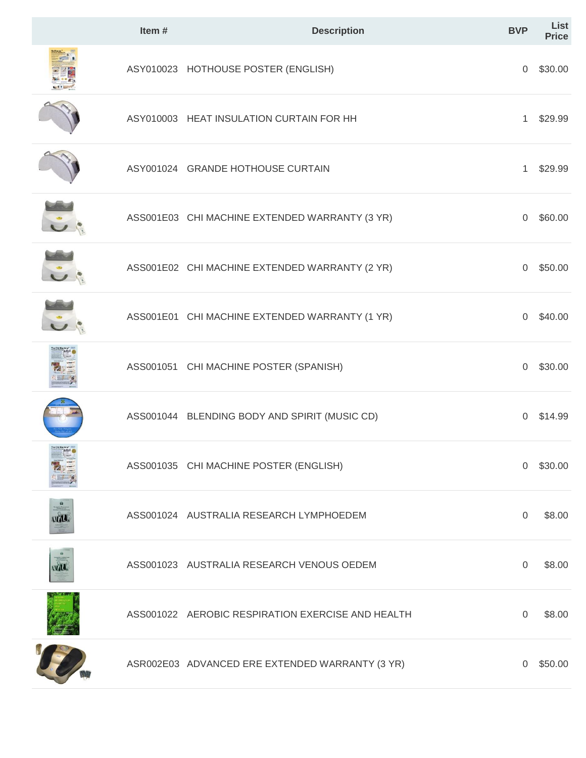| | Item # | Description | BVP | List Price |
|---|---|---|---|---|
| | ASY010023 | HOTHOUSE POSTER (ENGLISH) | 0 | $30.00 |
| | ASY010003 | HEAT INSULATION CURTAIN FOR HH | 1 | $29.99 |
| | ASY001024 | GRANDE HOTHOUSE CURTAIN | 1 | $29.99 |
| | ASS001E03 | CHI MACHINE EXTENDED WARRANTY (3 YR) | 0 | $60.00 |
| | ASS001E02 | CHI MACHINE EXTENDED WARRANTY (2 YR) | 0 | $50.00 |
| | ASS001E01 | CHI MACHINE EXTENDED WARRANTY (1 YR) | 0 | $40.00 |
| | ASS001051 | CHI MACHINE POSTER (SPANISH) | 0 | $30.00 |
| | ASS001044 | BLENDING BODY AND SPIRIT (MUSIC CD) | 0 | $14.99 |
| | ASS001035 | CHI MACHINE POSTER (ENGLISH) | 0 | $30.00 |
| | ASS001024 | AUSTRALIA RESEARCH LYMPHOEDEM | 0 | $8.00 |
| | ASS001023 | AUSTRALIA RESEARCH VENOUS OEDEM | 0 | $8.00 |
| | ASS001022 | AEROBIC RESPIRATION EXERCISE AND HEALTH | 0 | $8.00 |
| | ASR002E03 | ADVANCED ERE EXTENDED WARRANTY (3 YR) | 0 | $50.00 |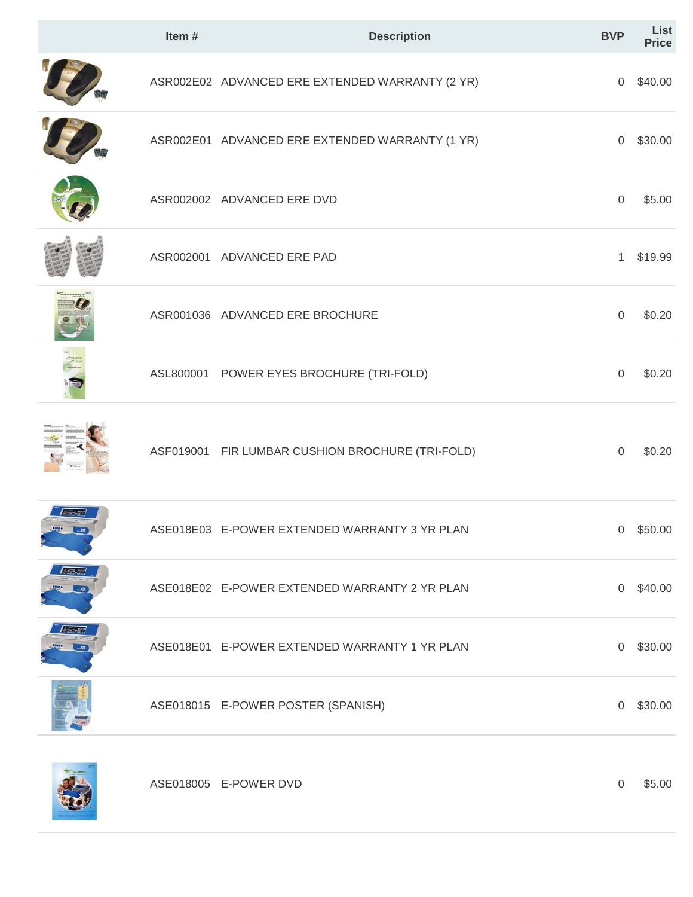| | Item # | Description | BVP | List Price |
|---|---|---|---|---|
| | ASR002E02 | ADVANCED ERE EXTENDED WARRANTY (2 YR) | 0 | $40.00 |
| | ASR002E01 | ADVANCED ERE EXTENDED WARRANTY (1 YR) | 0 | $30.00 |
| | ASR002002 | ADVANCED ERE DVD | 0 | $5.00 |
| | ASR002001 | ADVANCED ERE PAD | 1 | $19.99 |
| | ASR001036 | ADVANCED ERE BROCHURE | 0 | $0.20 |
| | ASL800001 | POWER EYES BROCHURE (TRI-FOLD) | 0 | $0.20 |
| | ASF019001 | FIR LUMBAR CUSHION BROCHURE (TRI-FOLD) | 0 | $0.20 |
| | ASE018E03 | E-POWER EXTENDED WARRANTY 3 YR PLAN | 0 | $50.00 |
| | ASE018E02 | E-POWER EXTENDED WARRANTY 2 YR PLAN | 0 | $40.00 |
| | ASE018E01 | E-POWER EXTENDED WARRANTY 1 YR PLAN | 0 | $30.00 |
| | ASE018015 | E-POWER POSTER (SPANISH) | 0 | $30.00 |
| | ASE018005 | E-POWER DVD | 0 | $5.00 |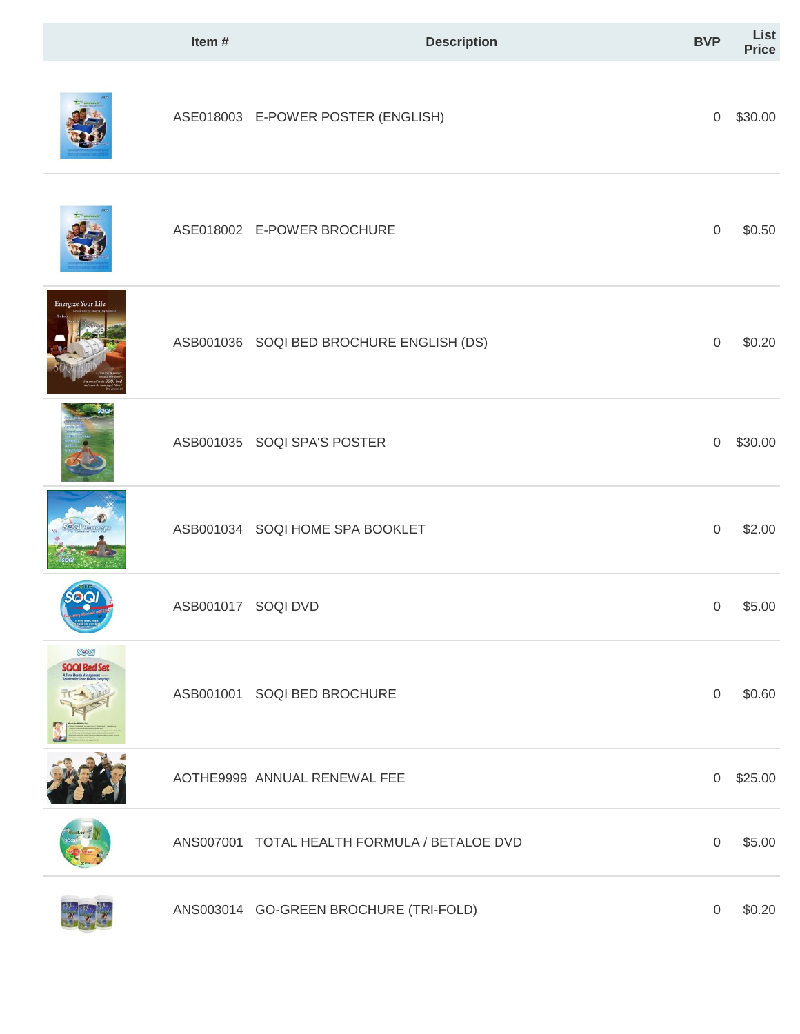| | Item # | Description | BVP | List Price |
|---|---|---|---|---|
| | ASE018003 | E-POWER POSTER (ENGLISH) | 0 | $30.00 |
| | ASE018002 | E-POWER BROCHURE | 0 | $0.50 |
| | ASB001036 | SOQI BED BROCHURE ENGLISH (DS) | 0 | $0.20 |
| | ASB001035 | SOQI SPA'S POSTER | 0 | $30.00 |
| | ASB001034 | SOQI HOME SPA BOOKLET | 0 | $2.00 |
| | ASB001017 | SOQI DVD | 0 | $5.00 |
| | ASB001001 | SOQI BED BROCHURE | 0 | $0.60 |
| | AOTHE9999 | ANNUAL RENEWAL FEE | 0 | $25.00 |
| | ANS007001 | TOTAL HEALTH FORMULA / BETALOE DVD | 0 | $5.00 |
| | ANS003014 | GO-GREEN BROCHURE (TRI-FOLD) | 0 | $0.20 |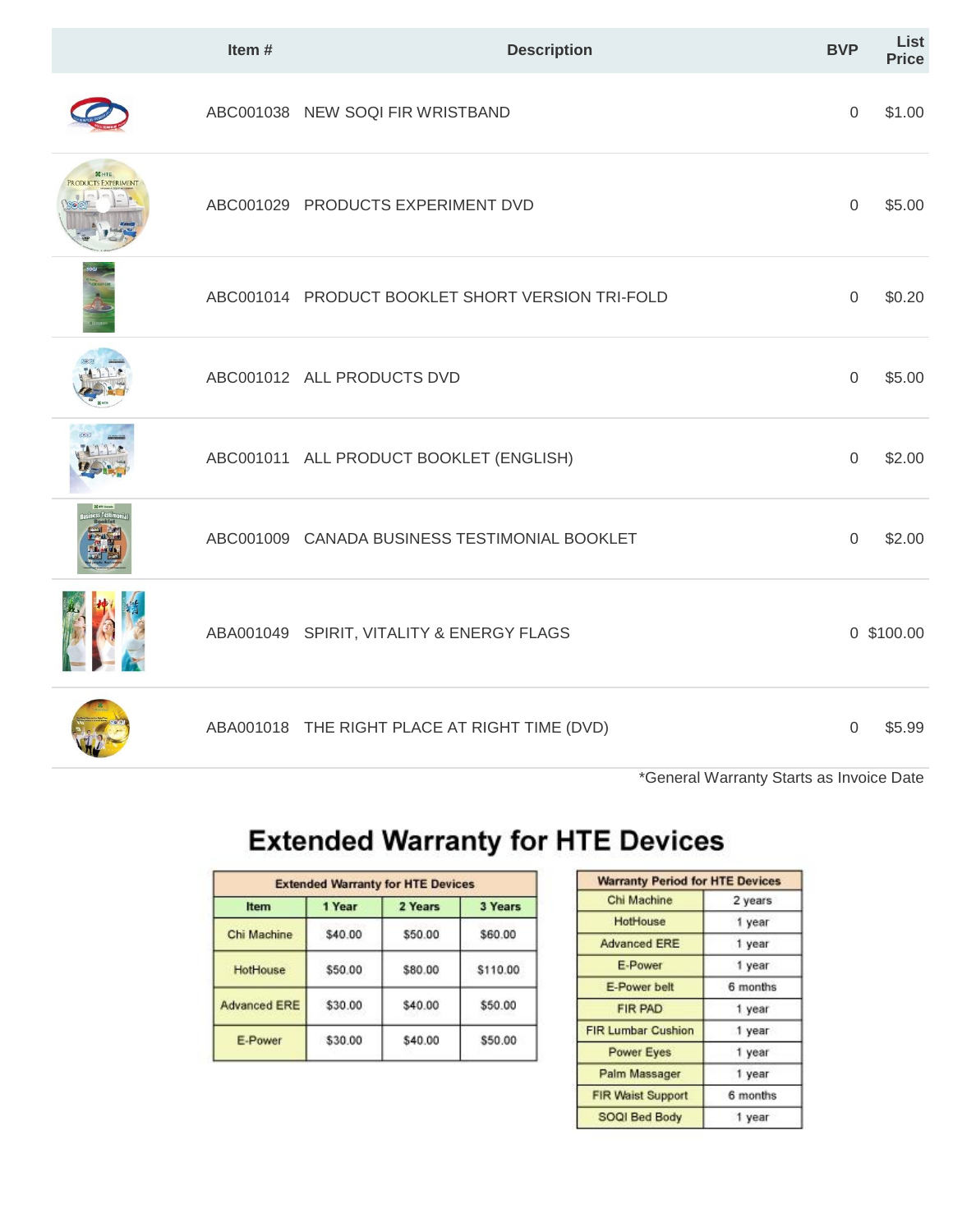| Item # | Description | BVP | List Price |
|---|---|---|---|
| ABC001038 | NEW SOQI FIR WRISTBAND | 0 | $1.00 |
| ABC001029 | PRODUCTS EXPERIMENT DVD | 0 | $5.00 |
| ABC001014 | PRODUCT BOOKLET SHORT VERSION TRI-FOLD | 0 | $0.20 |
| ABC001012 | ALL PRODUCTS DVD | 0 | $5.00 |
| ABC001011 | ALL PRODUCT BOOKLET (ENGLISH) | 0 | $2.00 |
| ABC001009 | CANADA BUSINESS TESTIMONIAL BOOKLET | 0 | $2.00 |
| ABA001049 | SPIRIT, VITALITY & ENERGY FLAGS | 0 | $100.00 |
| ABA001018 | THE RIGHT PLACE AT RIGHT TIME (DVD) | 0 | $5.99 |

*General Warranty Starts as Invoice Date

# Extended Warranty for HTE Devices

| Extended Warranty for HTE Devices | | | |
|---|---|---|---|
| **Item** | **1 Year** | **2 Years** | **3 Years** |
| Chi Machine | $40.00 | $50.00 | $60.00 |
| HotHouse | $50.00 | $80.00 | $110.00 |
| Advanced ERE | $30.00 | $40.00 | $50.00 |
| E-Power | $30.00 | $40.00 | $50.00 |

| Warranty Period for HTE Devices | |
|---|---|
| Chi Machine | 2 years |
| HotHouse | 1 year |
| Advanced ERE | 1 year |
| E-Power | 1 year |
| E-Power belt | 6 months |
| FIR PAD | 1 year |
| FIR Lumbar Cushion | 1 year |
| Power Eyes | 1 year |
| Palm Massager | 1 year |
| FIR Waist Support | 6 months |
| SOQI Bed Body | 1 year |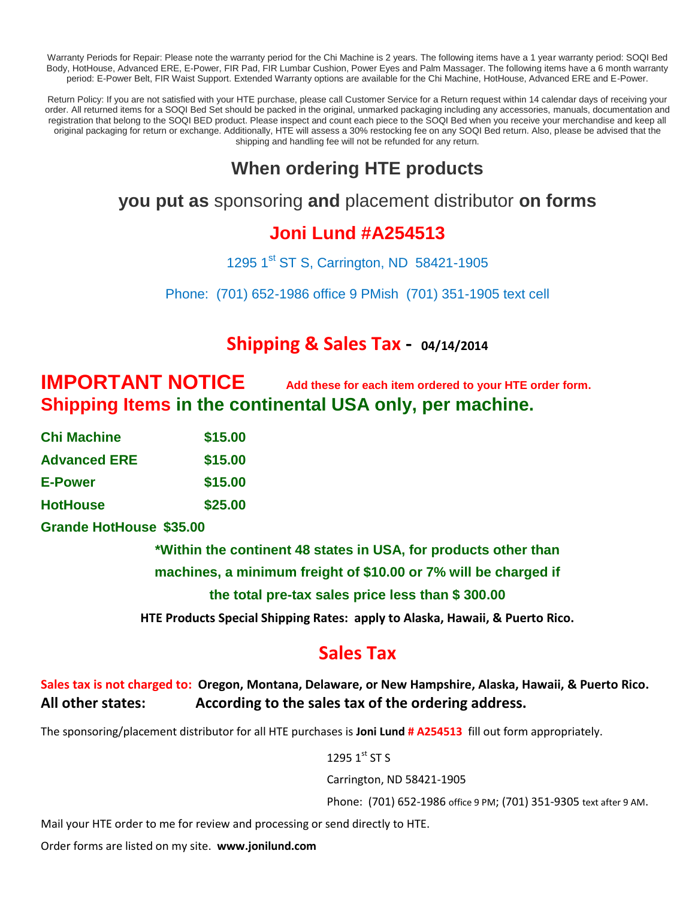Warranty Periods for Repair: Please note the warranty period for the Chi Machine is 2 years. The following items have a 1 year warranty period: SOQI Bed Body, HotHouse, Advanced ERE, E-Power, FIR Pad, FIR Lumbar Cushion, Power Eyes and Palm Massager. The following items have a 6 month warranty period: E-Power Belt, FIR Waist Support. Extended Warranty options are available for the Chi Machine, HotHouse, Advanced ERE and E-Power.

Return Policy: If you are not satisfied with your HTE purchase, please call Customer Service for a Return request within 14 calendar days of receiving your order. All returned items for a SOQI Bed Set should be packed in the original, unmarked packaging including any accessories, manuals, documentation and registration that belong to the SOQI BED product. Please inspect and count each piece to the SOQI Bed when you receive your merchandise and keep all original packaging for return or exchange. Additionally, HTE will assess a 30% restocking fee on any SOQI Bed return. Also, please be advised that the shipping and handling fee will not be refunded for any return.

## When ordering HTE products

### **you put as** sponsoring **and** placement distributor **on forms**

## Joni Lund #A254513

1295 1st ST S, Carrington, ND 58421-1905

Phone: (701) 652-1986 office 9 PMish (701) 351-1905 text cell

## Shipping & Sales Tax - 04/14/2014

## IMPORTANT NOTICE **Add these for each item ordered to your HTE order form.**

### Shipping Items in the continental USA only, per machine.

**Chi Machine** **$15.00**

**Advanced ERE** **$15.00**

**E-Power** **$15.00**

**HotHouse** **$25.00**

**Grande HotHouse $35.00**

**\*Within the continent 48 states in USA, for products other than machines, a minimum freight of $10.00 or 7% will be charged if the total pre-tax sales price less than $ 300.00**

**HTE Products Special Shipping Rates: apply to Alaska, Hawaii, & Puerto Rico.**

## Sales Tax

**Sales tax is not charged to: Oregon, Montana, Delaware, or New Hampshire, Alaska, Hawaii, & Puerto Rico.**

**All other states: According to the sales tax of the ordering address.**

The sponsoring/placement distributor for all HTE purchases is **Joni Lund # A254513** fill out form appropriately.

1295 1st ST S

Carrington, ND 58421-1905

Phone: (701) 652-1986 office 9 PM; (701) 351-9305 text after 9 AM.

Mail your HTE order to me for review and processing or send directly to HTE.

Order forms are listed on my site. **www.jonilund.com**